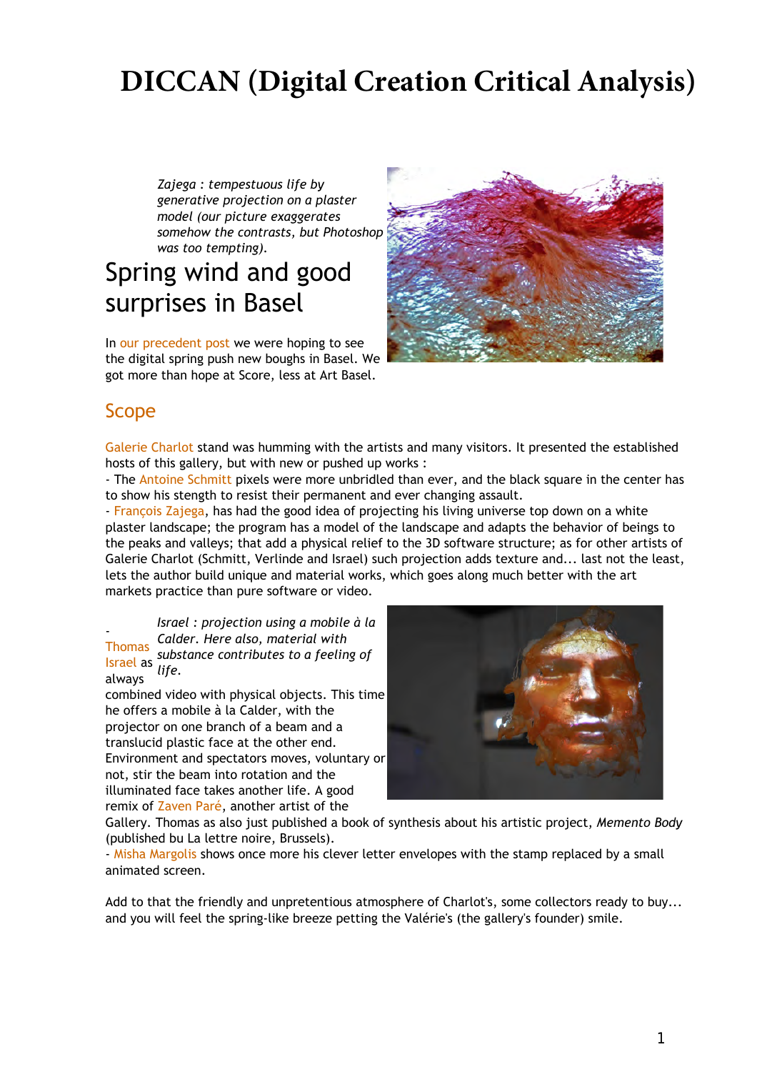# DICCAN (Digital Creation Critical Analysis)

*Zajega : tempestuous life by generative projection on a plaster model (our picture exaggerates somehow the contrasts, but Photoshop was too tempting).*

## Spring wind and good surprises in Basel

In our precedent post we were hoping to see the digital spring push new boughs in Basel. We got more than hope at Score, less at Art Basel.

### Scope

Galerie Charlot stand was humming with the artists and many visitors. It presented the established hosts of this gallery, but with new or pushed up works :

- The Antoine Schmitt pixels were more unbridled than ever, and the black square in the center has to show his stength to resist their permanent and ever changing assault.
- François Zajega, has had the good idea of projecting his living universe top down on a white plaster landscape; the program has a model of the landscape and adapts the behavior of beings to the peaks and valleys; that add a physical relief to the 3D software structure; as for other artists of Galerie Charlot (Schmitt, Verlinde and Israel) such projection adds texture and... last not the least, lets the author build unique and material works, which goes along much better with the art markets practice than pure software or video.

*Israel : projection using a mobile à la Calder. Here also, material with substance contributes to a feeling of life.*

- Thomas Israel as always combined video with physical objects. This time he offers a mobile à la Calder, with the projector on one branch of a beam and a translucid plastic face at the other end. Environment and spectators moves, voluntary or not, stir the beam into rotation and the illuminated face takes another life. A good remix of Zaven Paré, another artist of the Gallery. Thomas as also just published a book of synthesis about his artistic project, *Memento Body* (published bu La lettre noire, Brussels).
- Misha Margolis shows once more his clever letter envelopes with the stamp replaced by a small animated screen.

Add to that the friendly and unpretentious atmosphere of Charlot's, some collectors ready to buy... and you will feel the spring-like breeze petting the Valérie's (the gallery's founder) smile.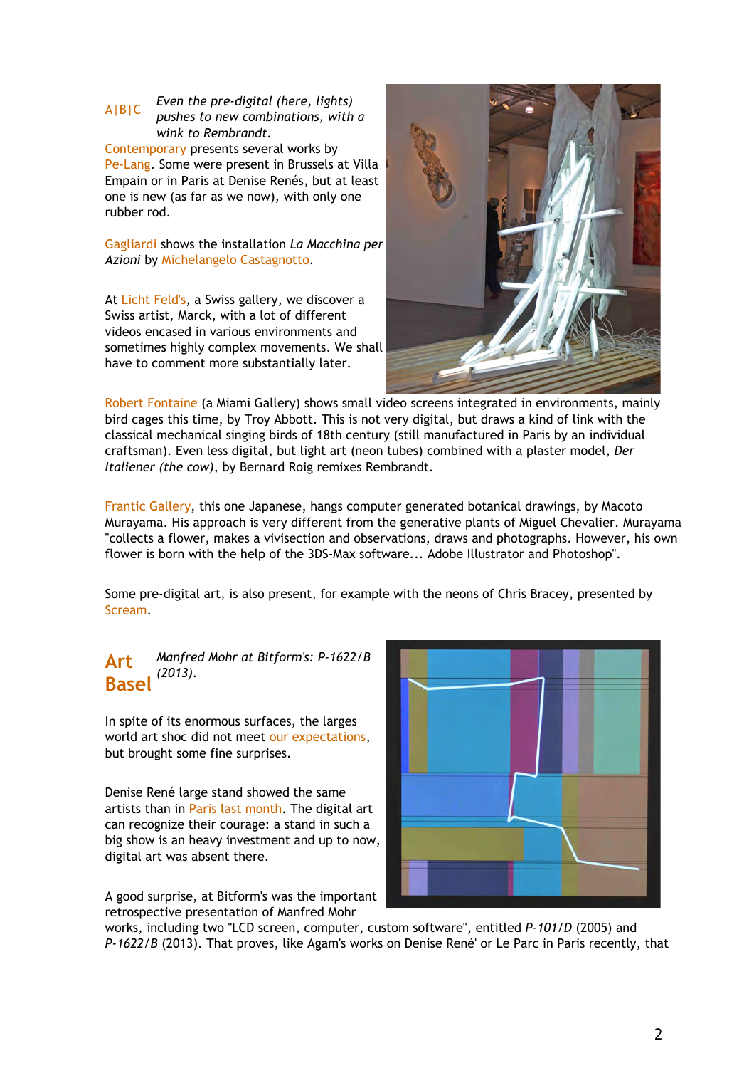A|B|C *Even the pre-digital (here, lights) pushes to new combinations, with a wink to Rembrandt.*

Contemporary presents several works by Pe-Lang. Some were present in Brussels at Villa Empain or in Paris at Denise Renés, but at least one is new (as far as we now), with only one rubber rod.

Gagliardi shows the installation *La Macchina per Azioni* by Michelangelo Castagnotto.

At Licht Feld's, a Swiss gallery, we discover a Swiss artist, Marck, with a lot of different videos encased in various environments and sometimes highly complex movements. We shall have to comment more substantially later.

Robert Fontaine (a Miami Gallery) shows small video screens integrated in environments, mainly bird cages this time, by Troy Abbott. This is not very digital, but draws a kind of link with the classical mechanical singing birds of 18th century (still manufactured in Paris by an individual craftsman). Even less digital, but light art (neon tubes) combined with a plaster model, *Der Italiener (the cow)*, by Bernard Roig remixes Rembrandt.

Frantic Gallery, this one Japanese, hangs computer generated botanical drawings, by Macoto Murayama. His approach is very different from the generative plants of Miguel Chevalier. Murayama "collects a flower, makes a vivisection and observations, draws and photographs. However, his own flower is born with the help of the 3DS-Max software... Adobe Illustrator and Photoshop".

Some pre-digital art, is also present, for example with the neons of Chris Bracey, presented by Scream.

## Art Basel

*Manfred Mohr at Bitform's: P-1622/B (2013).*

In spite of its enormous surfaces, the larges world art shoc did not meet our expectations, but brought some fine surprises.

Denise René large stand showed the same artists than in Paris last month. The digital art can recognize their courage: a stand in such a big show is an heavy investment and up to now, digital art was absent there.

A good surprise, at Bitform's was the important retrospective presentation of Manfred Mohr works, including two "LCD screen, computer, custom software", entitled *P-101/D* (2005) and *P-1622/B* (2013). That proves, like Agam's works on Denise René' or Le Parc in Paris recently, that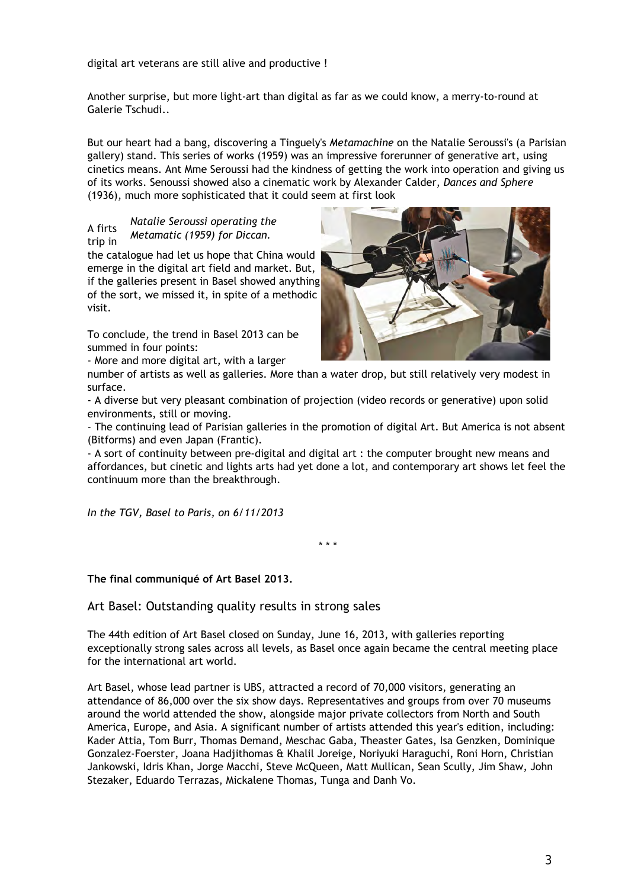digital art veterans are still alive and productive !

Another surprise, but more light-art than digital as far as we could know, a merry-to-round at Galerie Tschudi..

But our heart had a bang, discovering a Tinguely's *Metamachine* on the Natalie Seroussi's (a Parisian gallery) stand. This series of works (1959) was an impressive forerunner of generative art, using cinetics means. Ant Mme Seroussi had the kindness of getting the work into operation and giving us of its works. Senoussi showed also a cinematic work by Alexander Calder, *Dances and Sphere* (1936), much more sophisticated that it could seem at first look

*Natalie Seroussi operating the Metamatic (1959) for Diccan.*

A firts trip in the catalogue had let us hope that China would emerge in the digital art field and market. But, if the galleries present in Basel showed anything of the sort, we missed it, in spite of a methodic visit.

To conclude, the trend in Basel 2013 can be summed in four points:

- More and more digital art, with a larger number of artists as well as galleries. More than a water drop, but still relatively very modest in surface.
- A diverse but very pleasant combination of projection (video records or generative) upon solid environments, still or moving.
- The continuing lead of Parisian galleries in the promotion of digital Art. But America is not absent (Bitforms) and even Japan (Frantic).
- A sort of continuity between pre-digital and digital art : the computer brought new means and affordances, but cinetic and lights arts had yet done a lot, and contemporary art shows let feel the continuum more than the breakthrough.

*In the TGV, Basel to Paris, on 6/11/2013*

\* \* \*

**The final communiqué of Art Basel 2013.**

## Art Basel: Outstanding quality results in strong sales

The 44th edition of Art Basel closed on Sunday, June 16, 2013, with galleries reporting exceptionally strong sales across all levels, as Basel once again became the central meeting place for the international art world.

Art Basel, whose lead partner is UBS, attracted a record of 70,000 visitors, generating an attendance of 86,000 over the six show days. Representatives and groups from over 70 museums around the world attended the show, alongside major private collectors from North and South America, Europe, and Asia. A significant number of artists attended this year's edition, including: Kader Attia, Tom Burr, Thomas Demand, Meschac Gaba, Theaster Gates, Isa Genzken, Dominique Gonzalez-Foerster, Joana Hadjithomas & Khalil Joreige, Noriyuki Haraguchi, Roni Horn, Christian Jankowski, Idris Khan, Jorge Macchi, Steve McQueen, Matt Mullican, Sean Scully, Jim Shaw, John Stezaker, Eduardo Terrazas, Mickalene Thomas, Tunga and Danh Vo.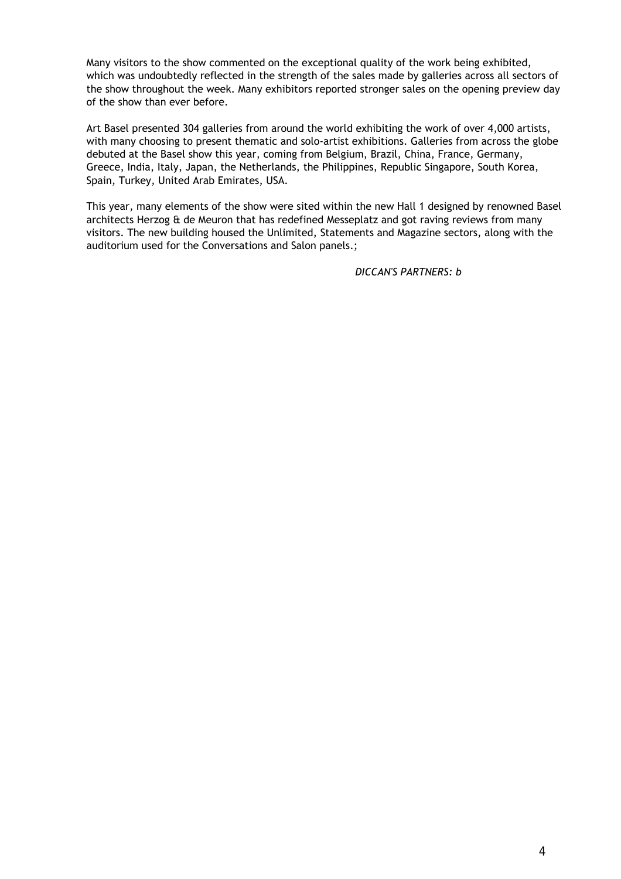Many visitors to the show commented on the exceptional quality of the work being exhibited, which was undoubtedly reflected in the strength of the sales made by galleries across all sectors of the show throughout the week. Many exhibitors reported stronger sales on the opening preview day of the show than ever before.

Art Basel presented 304 galleries from around the world exhibiting the work of over 4,000 artists, with many choosing to present thematic and solo-artist exhibitions. Galleries from across the globe debuted at the Basel show this year, coming from Belgium, Brazil, China, France, Germany, Greece, India, Italy, Japan, the Netherlands, the Philippines, Republic Singapore, South Korea, Spain, Turkey, United Arab Emirates, USA.

This year, many elements of the show were sited within the new Hall 1 designed by renowned Basel architects Herzog & de Meuron that has redefined Messeplatz and got raving reviews from many visitors. The new building housed the Unlimited, Statements and Magazine sectors, along with the auditorium used for the Conversations and Salon panels.;

*DICCAN'S PARTNERS: b*